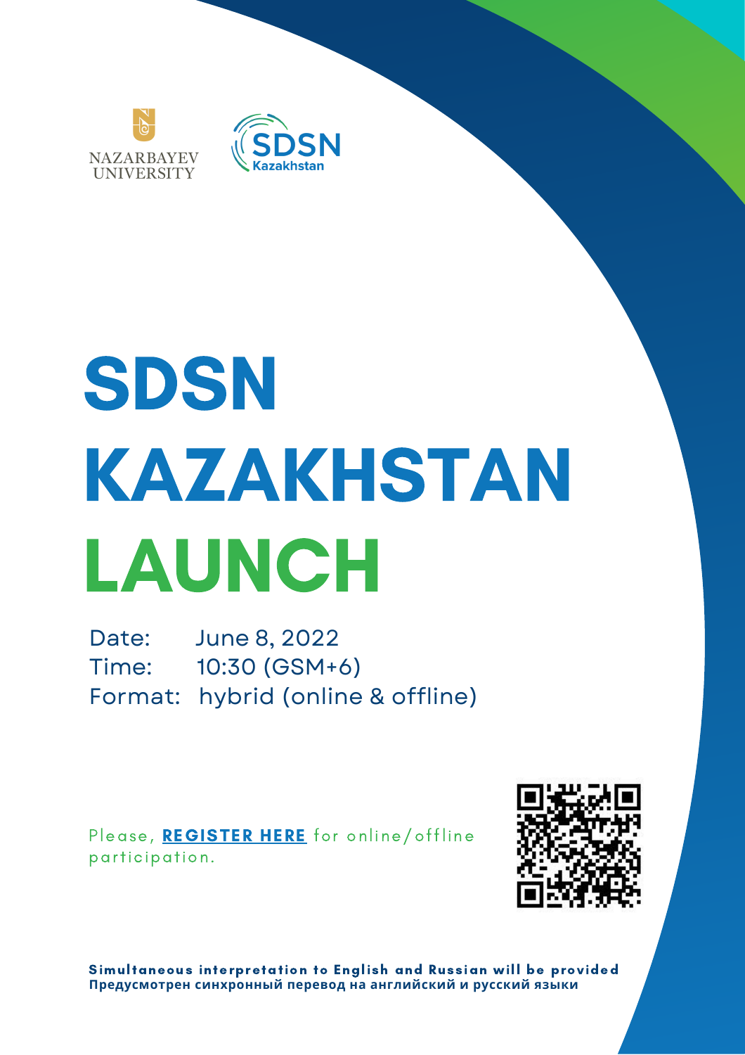NAZARBAYEV UNIVERSITY

SDSN Kazakhstan

# SDSN KAZAKHSTAN LAUNCH

Date: June 8, 2022
Time: 10:30 (GSM+6)
Format: hybrid (online & offline)

Please, **REGISTER HERE** for online/offline participation.

**Simultaneous interpretation to English and Russian will be provided**
**Предусмотрен синхронный перевод на английский и русский языки**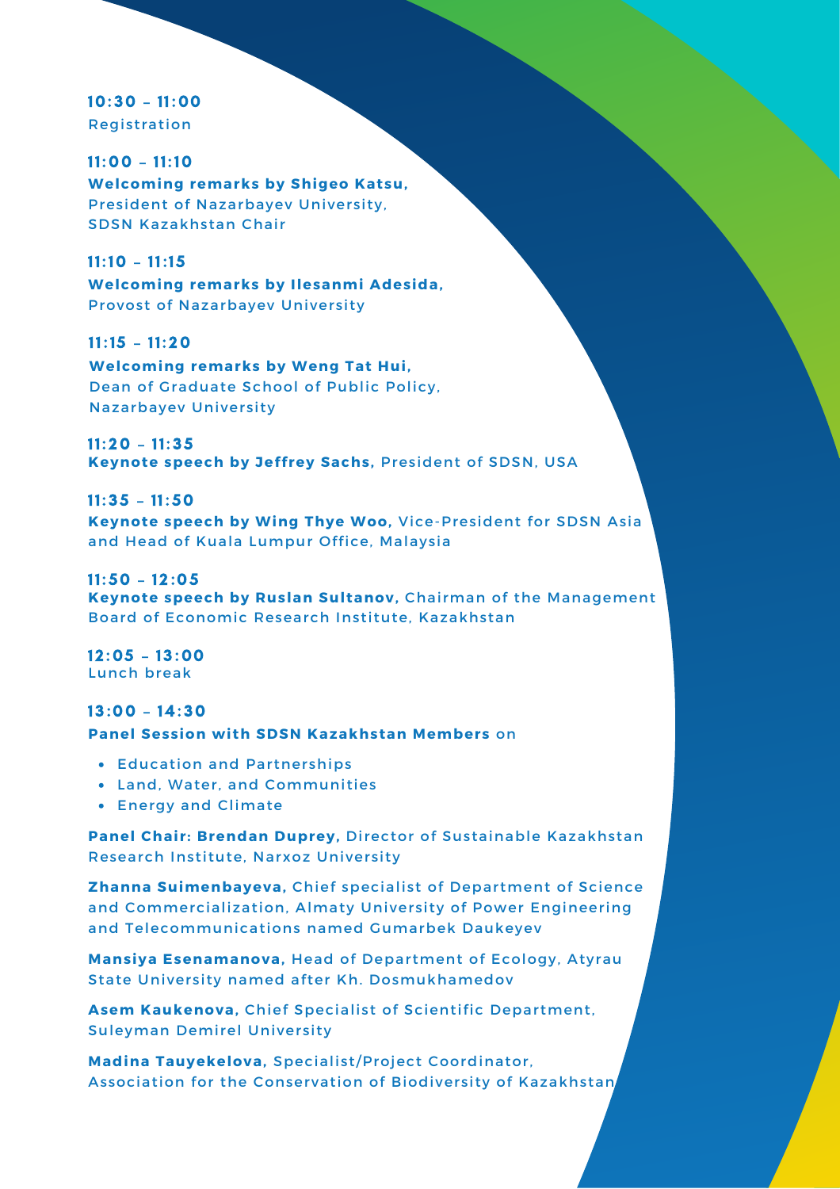**10:30 – 11:00**
Registration

**11:00 – 11:10**
**Welcoming remarks by Shigeo Katsu,**
President of Nazarbayev University,
SDSN Kazakhstan Chair

**11:10 – 11:15**
**Welcoming remarks by Ilesanmi Adesida,**
Provost of Nazarbayev University

**11:15 – 11:20**
**Welcoming remarks by Weng Tat Hui,**
Dean of Graduate School of Public Policy,
Nazarbayev University

**11:20 – 11:35**
**Keynote speech by Jeffrey Sachs,** President of SDSN, USA

**11:35 – 11:50**
**Keynote speech by Wing Thye Woo,** Vice-President for SDSN Asia and Head of Kuala Lumpur Office, Malaysia

**11:50 – 12:05**
**Keynote speech by Ruslan Sultanov,** Chairman of the Management Board of Economic Research Institute, Kazakhstan

**12:05 – 13:00**
Lunch break

**13:00 – 14:30**
**Panel Session with SDSN Kazakhstan Members** on

- Education and Partnerships
- Land, Water, and Communities
- Energy and Climate

**Panel Chair: Brendan Duprey,** Director of Sustainable Kazakhstan Research Institute, Narxoz University

**Zhanna Suimenbayeva,** Chief specialist of Department of Science and Commercialization, Almaty University of Power Engineering and Telecommunications named Gumarbek Daukeyev

**Mansiya Esenamanova,** Head of Department of Ecology, Atyrau State University named after Kh. Dosmukhamedov

**Asem Kaukenova,** Chief Specialist of Scientific Department, Suleyman Demirel University

**Madina Tauyekelova,** Specialist/Project Coordinator, Association for the Conservation of Biodiversity of Kazakhstan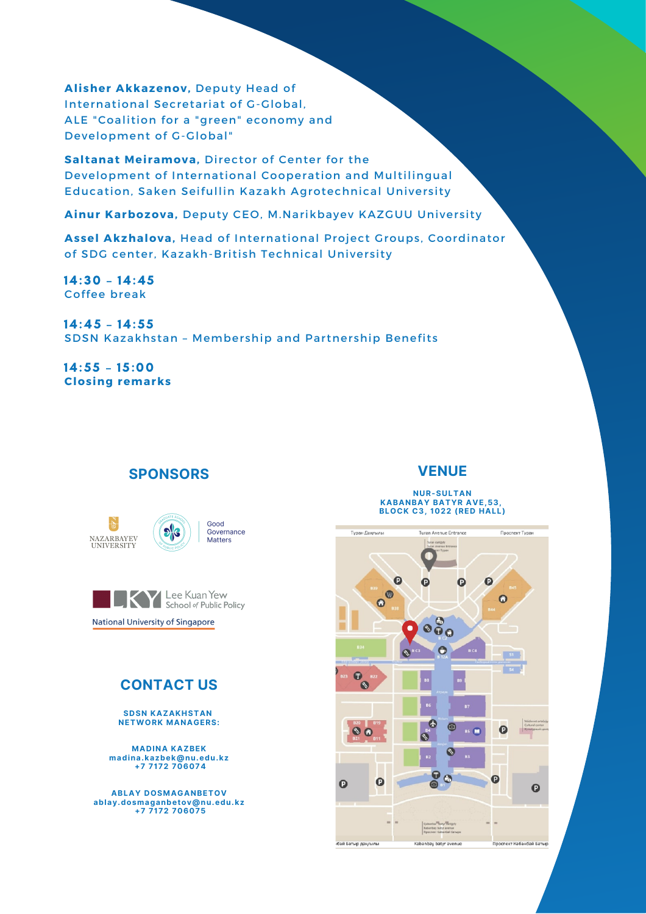**Alisher Akkazenov,** Deputy Head of International Secretariat of G-Global, ALE "Coalition for a "green" economy and Development of G-Global"

**Saltanat Meiramova,** Director of Center for the Development of International Cooperation and Multilingual Education, Saken Seifullin Kazakh Agrotechnical University

**Ainur Karbozova,** Deputy CEO, M.Narikbayev KAZGUU University

**Assel Akzhalova,** Head of International Project Groups, Coordinator of SDG center, Kazakh-British Technical University

**14:30 – 14:45**
Coffee break

**14:45 – 14:55**
SDSN Kazakhstan – Membership and Partnership Benefits

**14:55 – 15:00**
**Closing remarks**

## SPONSORS

NAZARBAYEV UNIVERSITY

Good Governance Matters

Lee Kuan Yew School of Public Policy

National University of Singapore

## CONTACT US

**SDSN KAZAKHSTAN NETWORK MANAGERS:**

**MADINA KAZBEK**
madina.kazbek@nu.edu.kz
+7 7172 706074

**ABLAY DOSMAGANBETOV**
ablay.dosmaganbetov@nu.edu.kz
+7 7172 706075

## VENUE

**NUR-SULTAN**
**KABANBAY BATYR AVE,53, BLOCK C3, 1022 (RED HALL)**